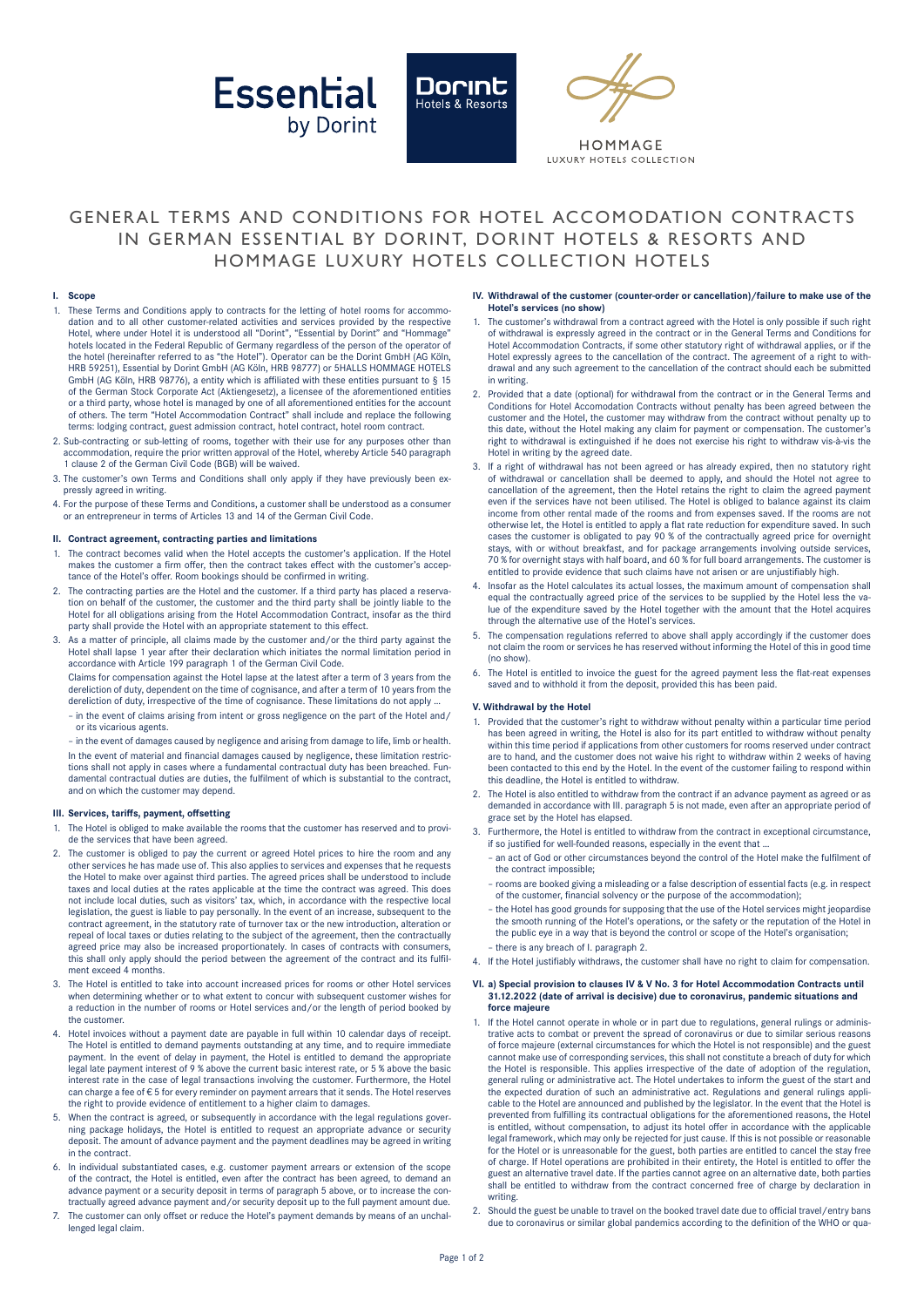Essential by Dorint

Dorint Hotels & Resorts

HOMMAGE LUXURY HOTELS COLLECTION

# GENERAL TERMS AND CONDITIONS FOR HOTEL ACCOMODATION CONTRACTS IN GERMAN ESSENTIAL BY DORINT, DORINT HOTELS & RESORTS AND HOMMAGE LUXURY HOTELS COLLECTION HOTELS

## I. Scope

1. These Terms and Conditions apply to contracts for the letting of hotel rooms for accommodation and to all other customer-related activities and services provided by the respective Hotel, where under Hotel it is understood all "Dorint", "Essential by Dorint" and "Hommage" hotels located in the Federal Republic of Germany regardless of the person of the operator of the hotel (hereinafter referred to as "the Hotel"). Operator can be the Dorint GmbH (AG Köln, HRB 59251), Essential by Dorint GmbH (AG Köln, HRB 98777) or 5HALLS HOMMAGE HOTELS GmbH (AG Köln, HRB 98776), a entity which is affiliated with these entities pursuant to § 15 of the German Stock Corporate Act (Aktiengesetz), a licensee of the aforementioned entities or a third party, whose hotel is managed by one of all aforementioned entities for the account of others. The term "Hotel Accommodation Contract" shall include and replace the following terms: lodging contract, guest admission contract, hotel contract, hotel room contract.
2. Sub-contracting or sub-letting of rooms, together with their use for any purposes other than accommodation, require the prior written approval of the Hotel, whereby Article 540 paragraph 1 clause 2 of the German Civil Code (BGB) will be waived.
3. The customer's own Terms and Conditions shall only apply if they have previously been expressly agreed in writing.
4. For the purpose of these Terms and Conditions, a customer shall be understood as a consumer or an entrepreneur in terms of Articles 13 and 14 of the German Civil Code.

## II. Contract agreement, contracting parties and limitations

1. The contract becomes valid when the Hotel accepts the customer's application. If the Hotel makes the customer a firm offer, then the contract takes effect with the customer's acceptance of the Hotel's offer. Room bookings should be confirmed in writing.
2. The contracting parties are the Hotel and the customer. If a third party has placed a reservation on behalf of the customer, the customer and the third party shall be jointly liable to the Hotel for all obligations arising from the Hotel Accommodation Contract, insofar as the third party shall provide the Hotel with an appropriate statement to this effect.
3. As a matter of principle, all claims made by the customer and/or the third party against the Hotel shall lapse 1 year after their declaration which initiates the normal limitation period in accordance with Article 199 paragraph 1 of the German Civil Code.

   Claims for compensation against the Hotel lapse at the latest after a term of 3 years from the dereliction of duty, dependent on the time of cognisance, and after a term of 10 years from the dereliction of duty, irrespective of the time of cognisance. These limitations do not apply ...

   – in the event of claims arising from intent or gross negligence on the part of the Hotel and/ or its vicarious agents.

   – in the event of damages caused by negligence and arising from damage to life, limb or health.

   In the event of material and financial damages caused by negligence, these limitation restrictions shall not apply in cases where a fundamental contractual duty has been breached. Fundamental contractual duties are duties, the fulfilment of which is substantial to the contract, and on which the customer may depend.

## III. Services, tariffs, payment, offsetting

1. The Hotel is obliged to make available the rooms that the customer has reserved and to provide the services that have been agreed.
2. The customer is obliged to pay the current or agreed Hotel prices to hire the room and any other services he has made use of. This also applies to services and expenses that he requests the Hotel to make over against third parties. The agreed prices shall be understood to include taxes and local duties at the rates applicable at the time the contract was agreed. This does not include local duties, such as visitors' tax, which, in accordance with the respective local legislation, the guest is liable to pay personally. In the event of an increase, subsequent to the contract agreement, in the statutory rate of turnover tax or the new introduction, alteration or repeal of local taxes or duties relating to the subject of the agreement, then the contractually agreed price may also be increased proportionately. In cases of contracts with consumers, this shall only apply should the period between the agreement of the contract and its fulfilment exceed 4 months.
3. The Hotel is entitled to take into account increased prices for rooms or other Hotel services when determining whether or to what extent to concur with subsequent customer wishes for a reduction in the number of rooms or Hotel services and/or the length of period booked by the customer.
4. Hotel invoices without a payment date are payable in full within 10 calendar days of receipt. The Hotel is entitled to demand payments outstanding at any time, and to require immediate payment. In the event of delay in payment, the Hotel is entitled to demand the appropriate legal late payment interest of 9 % above the current basic interest rate, or 5 % above the basic interest rate in the case of legal transactions involving the customer. Furthermore, the Hotel can charge a fee of € 5 for every reminder on payment arrears that it sends. The Hotel reserves the right to provide evidence of entitlement to a higher claim to damages.
5. When the contract is agreed, or subsequently in accordance with the legal regulations governing package holidays, the Hotel is entitled to request an appropriate advance or security deposit. The amount of advance payment and the payment deadlines may be agreed in writing in the contract.
6. In individual substantiated cases, e.g. customer payment arrears or extension of the scope of the contract, the Hotel is entitled, even after the contract has been agreed, to demand an advance payment or a security deposit in terms of paragraph 5 above, or to increase the contractually agreed advance payment and/or security deposit up to the full payment amount due.
7. The customer can only offset or reduce the Hotel's payment demands by means of an unchallenged legal claim.

## IV. Withdrawal of the customer (counter-order or cancellation)/failure to make use of the Hotel's services (no show)

1. The customer's withdrawal from a contract agreed with the Hotel is only possible if such right of withdrawal is expressly agreed in the contract or in the General Terms and Conditions for Hotel Accommodation Contracts, if some other statutory right of withdrawal applies, or if the Hotel expressly agrees to the cancellation of the contract. The agreement of a right to withdrawal and any such agreement to the cancellation of the contract should each be submitted in writing.
2. Provided that a date (optional) for withdrawal from the contract or in the General Terms and Conditions for Hotel Accomodation Contracts without penalty has been agreed between the customer and the Hotel, the customer may withdraw from the contract without penalty up to this date, without the Hotel making any claim for payment or compensation. The customer's right to withdrawal is extinguished if he does not exercise his right to withdraw vis-à-vis the Hotel in writing by the agreed date.
3. If a right of withdrawal has not been agreed or has already expired, then no statutory right of withdrawal or cancellation shall be deemed to apply, and should the Hotel not agree to cancellation of the agreement, then the Hotel retains the right to claim the agreed payment even if the services have not been utilised. The Hotel is obliged to balance against its claim income from other rental made of the rooms and from expenses saved. If the rooms are not otherwise let, the Hotel is entitled to apply a flat rate reduction for expenditure saved. In such cases the customer is obligated to pay 90 % of the contractually agreed price for overnight stays, with or without breakfast, and for package arrangements involving outside services, 70 % for overnight stays with half board, and 60 % for full board arrangements. The customer is entitled to provide evidence that such claims have not arisen or are unjustifiably high.
4. Insofar as the Hotel calculates its actual losses, the maximum amount of compensation shall equal the contractually agreed price of the services to be supplied by the Hotel less the value of the expenditure saved by the Hotel together with the amount that the Hotel acquires through the alternative use of the Hotel's services.
5. The compensation regulations referred to above shall apply accordingly if the customer does not claim the room or services he has reserved without informing the Hotel of this in good time (no show).
6. The Hotel is entitled to invoice the guest for the agreed payment less the flat-rate expenses saved and to withhold it from the deposit, provided this has been paid.

## V. Withdrawal by the Hotel

1. Provided that the customer's right to withdraw without penalty within a particular time period has been agreed in writing, the Hotel is also for its part entitled to withdraw without penalty within this time period if applications from other customers for rooms reserved under contract are to hand, and the customer does not waive his right to withdraw within 2 weeks of having been contacted to this end by the Hotel. In the event of the customer failing to respond within this deadline, the Hotel is entitled to withdraw.
2. The Hotel is also entitled to withdraw from the contract if an advance payment as agreed or as demanded in accordance with III. paragraph 5 is not made, even after an appropriate period of grace set by the Hotel has elapsed.
3. Furthermore, the Hotel is entitled to withdraw from the contract in exceptional circumstance, if so justified for well-founded reasons, especially in the event that ...
   – an act of God or other circumstances beyond the control of the Hotel make the fulfilment of the contract impossible;
   – rooms are booked giving a misleading or a false description of essential facts (e.g. in respect of the customer, financial solvency or the purpose of the accommodation);
   – the Hotel has good grounds for supposing that the use of the Hotel services might jeopardise the smooth running of the Hotel's operations, or the safety or the reputation of the Hotel in the public eye in a way that is beyond the control or scope of the Hotel's organisation;
   – there is any breach of I. paragraph 2.
4. If the Hotel justifiably withdraws, the customer shall have no right to claim for compensation.

## VI. a) Special provision to clauses IV & V No. 3 for Hotel Accommodation Contracts until 31.12.2022 (date of arrival is decisive) due to coronavirus, pandemic situations and force majeure

1. If the Hotel cannot operate in whole or in part due to regulations, general rulings or administrative acts to combat or prevent the spread of coronavirus or due to similar serious reasons of force majeure (external circumstances for which the Hotel is not responsible) and the guest cannot make use of corresponding services, this shall not constitute a breach of duty for which the Hotel is responsible. This applies irrespective of the date of adoption of the regulation, general ruling or administrative act. The Hotel undertakes to inform the guest of the start and the expected duration of such an administrative act. Regulations and general rulings applicable to the Hotel are announced and published by the legislator. In the event that the Hotel is prevented from fulfilling its contractual obligations for the aforementioned reasons, the Hotel is entitled, without compensation, to adjust its hotel offer in accordance with the applicable legal framework, which may only be rejected for just cause. If this is not possible or reasonable for the Hotel or is unreasonable for the guest, both parties are entitled to cancel the stay free of charge. If Hotel operations are prohibited in their entirety, the Hotel is entitled to offer the guest an alternative travel date. If the parties cannot agree on an alternative date, both parties shall be entitled to withdraw from the contract concerned free of charge by declaration in writing.
2. Should the guest be unable to travel on the booked travel date due to official travel/entry bans due to coronavirus or similar global pandemics according to the definition of the WHO or qua-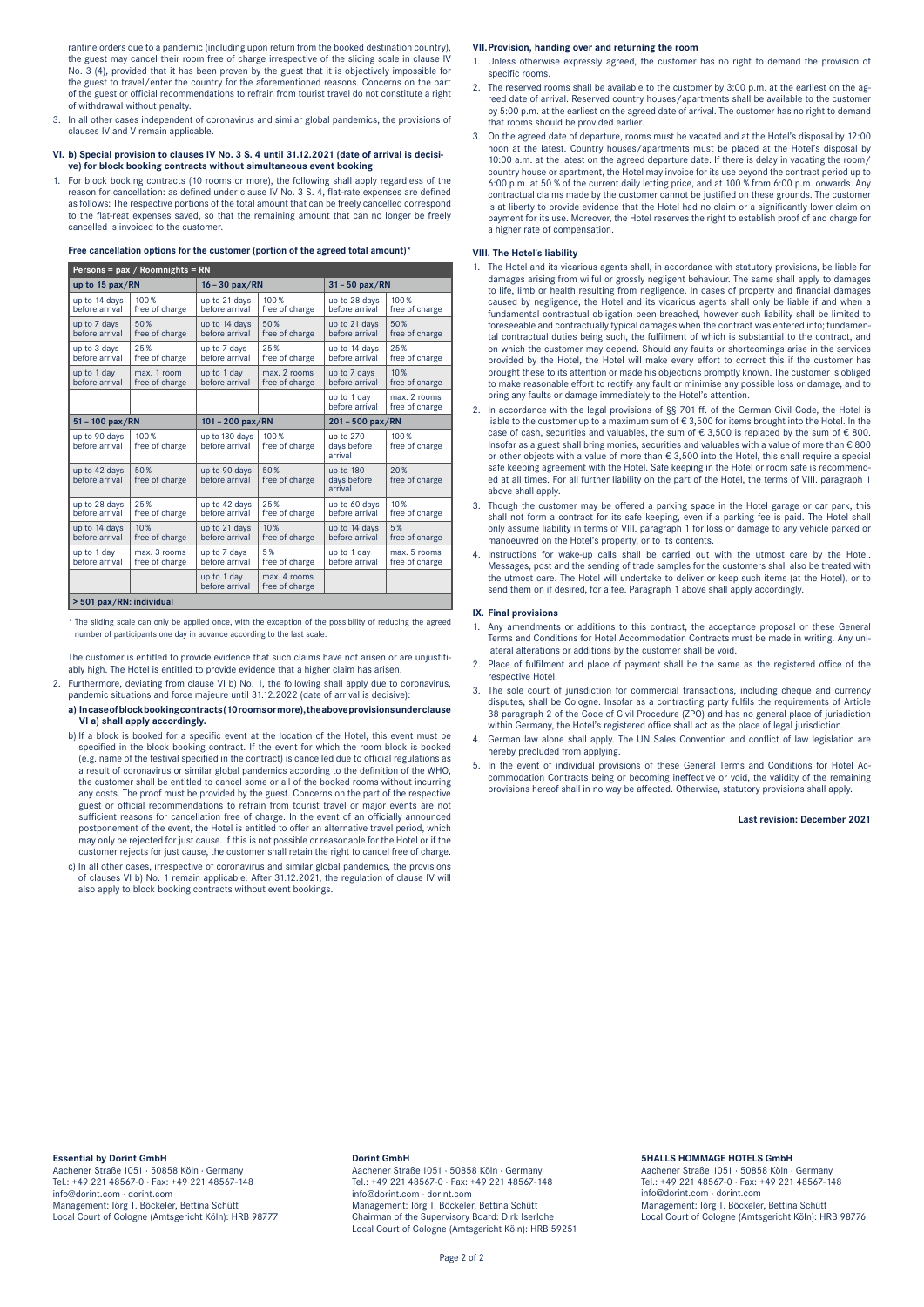rantine orders due to a pandemic (including upon return from the booked destination country), the guest may cancel their room free of charge irrespective of the sliding scale in clause IV No. 3 (4), provided that it has been proven by the guest that it is objectively impossible for the guest to travel/enter the country for the aforementioned reasons. Concerns on the part of the guest or official recommendations to refrain from tourist travel do not constitute a right of withdrawal without penalty.

3. In all other cases independent of coronavirus and similar global pandemics, the provisions of clauses IV and V remain applicable.

### VI. b) Special provision to clauses IV No. 3 S. 4 until 31.12.2021 (date of arrival is decisive) for block booking contracts without simultaneous event booking

1. For block booking contracts (10 rooms or more), the following shall apply regardless of the reason for cancellation: as defined under clause IV No. 3 S. 4, flat-rate expenses are defined as follows: The respective portions of the total amount that can be freely cancelled correspond to the flat-reat expenses saved, so that the remaining amount that can no longer be freely cancelled is invoiced to the customer.

**Free cancellation options for the customer (portion of the agreed total amount)***

| Persons = pax / Roomnights = RN | | | | | |
|---|---|---|---|---|---|
| **up to 15 pax/RN** | | **16 – 30 pax/RN** | | **31 – 50 pax/RN** | |
| up to 14 days before arrival | 100% free of charge | up to 21 days before arrival | 100% free of charge | up to 28 days before arrival | 100% free of charge |
| up to 7 days before arrival | 50% free of charge | up to 14 days before arrival | 50% free of charge | up to 21 days before arrival | 50% free of charge |
| up to 3 days before arrival | 25% free of charge | up to 7 days before arrival | 25% free of charge | up to 14 days before arrival | 25% free of charge |
| up to 1 day before arrival | max. 1 room free of charge | up to 1 day before arrival | max. 2 rooms free of charge | up to 7 days before arrival | 10% free of charge |
| | | | | up to 1 day before arrival | max. 2 rooms free of charge |
| **51 – 100 pax/RN** | | **101 – 200 pax/RN** | | **201 – 500 pax/RN** | |
| up to 90 days before arrival | 100% free of charge | up to 180 days before arrival | 100% free of charge | up to 270 days before arrival | 100% free of charge |
| up to 42 days before arrival | 50% free of charge | up to 90 days before arrival | 50% free of charge | up to 180 days before arrival | 20% free of charge |
| up to 28 days before arrival | 25% free of charge | up to 42 days before arrival | 25% free of charge | up to 60 days before arrival | 10% free of charge |
| up to 14 days before arrival | 10% free of charge | up to 21 days before arrival | 10% free of charge | up to 14 days before arrival | 5% free of charge |
| up to 1 day before arrival | max. 3 rooms free of charge | up to 7 days before arrival | 5% free of charge | up to 1 day before arrival | max. 5 rooms free of charge |
| | | up to 1 day before arrival | max. 4 rooms free of charge | | |
| **> 501 pax/RN: individual** | | | | | |

\* The sliding scale can only be applied once, with the exception of the possibility of reducing the agreed number of participants one day in advance according to the last scale.

The customer is entitled to provide evidence that such claims have not arisen or are unjustifiably high. The Hotel is entitled to provide evidence that a higher claim has arisen.

2. Furthermore, deviating from clause VI b) No. 1, the following shall apply due to coronavirus, pandemic situations and force majeure until 31.12.2022 (date of arrival is decisive):

   **a) In case of block booking contracts (10 rooms or more), the above provisions under clause VI a) shall apply accordingly.**

   b) If a block is booked for a specific event at the location of the Hotel, this event must be specified in the block booking contract. If the event for which the room block is booked (e.g. name of the festival specified in the contract) is cancelled due to official regulations as a result of coronavirus or similar global pandemics according to the definition of the WHO, the customer shall be entitled to cancel some or all of the booked rooms without incurring any costs. The proof must be provided by the guest. Concerns on the part of the respective guest or official recommendations to refrain from tourist travel or major events are not sufficient reasons for cancellation free of charge. In the event of an officially announced postponement of the event, the Hotel is entitled to offer an alternative travel period, which may only be rejected for just cause. If this is not possible or reasonable for the Hotel or if the customer rejects for just cause, the customer shall retain the right to cancel free of charge.

   c) In all other cases, irrespective of coronavirus and similar global pandemics, the provisions of clauses VI b) No. 1 remain applicable. After 31.12.2021, the regulation of clause IV will also apply to block booking contracts without event bookings.

### VII. Provision, handing over and returning the room

1. Unless otherwise expressly agreed, the customer has no right to demand the provision of specific rooms.
2. The reserved rooms shall be available to the customer by 3:00 p.m. at the earliest on the agreed date of arrival. Reserved country houses/apartments shall be available to the customer by 5:00 p.m. at the earliest on the agreed date of arrival. The customer has no right to demand that rooms should be provided earlier.
3. On the agreed date of departure, rooms must be vacated and at the Hotel's disposal by 12:00 noon at the latest. Country houses/apartments must be placed at the Hotel's disposal by 10:00 a.m. at the latest on the agreed departure date. If there is delay in vacating the room/country house or apartment, the Hotel may invoice for its use beyond the contract period up to 6:00 p.m. at 50 % of the current daily letting price, and at 100 % from 6:00 p.m. onwards. Any contractual claims made by the customer cannot be justified on these grounds. The customer is at liberty to provide evidence that the Hotel had no claim or a significantly lower claim on payment for its use. Moreover, the Hotel reserves the right to establish proof of and charge for a higher rate of compensation.

### VIII. The Hotel's liability

1. The Hotel and its vicarious agents shall, in accordance with statutory provisions, be liable for damages arising from wilful or grossly negligent behaviour. The same shall apply to damages to life, limb or health resulting from negligence. In cases of property and financial damages caused by negligence, the Hotel and its vicarious agents shall only be liable if and when a fundamental contractual obligation been breached, however such liability shall be limited to foreseeable and contractually typical damages when the contract was entered into; fundamental contractual duties being such, the fulfilment of which is substantial to the contract, and on which the customer may depend. Should any faults or shortcomings arise in the services provided by the Hotel, the Hotel will make every effort to correct this if the customer has brought these to its attention or made his objections promptly known. The customer is obliged to make reasonable effort to rectify any fault or minimise any possible loss or damage, and to bring any faults or damage immediately to the Hotel's attention.
2. In accordance with the legal provisions of §§ 701 ff. of the German Civil Code, the Hotel is liable to the customer up to a maximum sum of € 3,500 for items brought into the Hotel. In the case of cash, securities and valuables, the sum of € 3,500 is replaced by the sum of € 800. Insofar as a guest shall bring monies, securities and valuables with a value of more than € 800 or other objects with a value of more than € 3,500 into the Hotel, this shall require a special safe keeping agreement with the Hotel. Safe keeping in the Hotel or room safe is recommended at all times. For all further liability on the part of the Hotel, the terms of VIII. paragraph 1 above shall apply.
3. Though the customer may be offered a parking space in the Hotel garage or car park, this shall not form a contract for its safe keeping, even if a parking fee is paid. The Hotel shall only assume liability in terms of VIII. paragraph 1 for loss or damage to any vehicle parked or manoeuvred on the Hotel's property, or to its contents.
4. Instructions for wake-up calls shall be carried out with the utmost care by the Hotel. Messages, post and the sending of trade samples for the customers shall also be treated with the utmost care. The Hotel will undertake to deliver or keep such items (at the Hotel), or to send them on if desired, for a fee. Paragraph 1 above shall apply accordingly.

### IX. Final provisions

1. Any amendments or additions to this contract, the acceptance proposal or these General Terms and Conditions for Hotel Accommodation Contracts must be made in writing. Any unilateral alterations or additions by the customer shall be void.
2. Place of fulfilment and place of payment shall be the same as the registered office of the respective Hotel.
3. The sole court of jurisdiction for commercial transactions, including cheque and currency disputes, shall be Cologne. Insofar as a contracting party fulfils the requirements of Article 38 paragraph 2 of the Code of Civil Procedure (ZPO) and has no general place of jurisdiction within Germany, the Hotel's registered office shall act as the place of legal jurisdiction.
4. German law alone shall apply. The UN Sales Convention and conflict of law legislation are hereby precluded from applying.
5. In the event of individual provisions of these General Terms and Conditions for Hotel Accommodation Contracts being or becoming ineffective or void, the validity of the remaining provisions hereof shall in no way be affected. Otherwise, statutory provisions shall apply.

**Last revision: December 2021**

**Essential by Dorint GmbH**
Aachener Straße 1051 · 50858 Köln · Germany
Tel.: +49 221 48567-0 · Fax: +49 221 48567-148
info@dorint.com · dorint.com
Management: Jörg T. Böckeler, Bettina Schütt
Local Court of Cologne (Amtsgericht Köln): HRB 98777

**Dorint GmbH**
Aachener Straße 1051 · 50858 Köln · Germany
Tel.: +49 221 48567-0 · Fax: +49 221 48567-148
info@dorint.com · dorint.com
Management: Jörg T. Böckeler, Bettina Schütt
Chairman of the Supervisory Board: Dirk Iserlohe
Local Court of Cologne (Amtsgericht Köln): HRB 59251

**5HALLS HOMMAGE HOTELS GmbH**
Aachener Straße 1051 · 50858 Köln · Germany
Tel.: +49 221 48567-0 · Fax: +49 221 48567-148
info@dorint.com · dorint.com
Management: Jörg T. Böckeler, Bettina Schütt
Local Court of Cologne (Amtsgericht Köln): HRB 98776